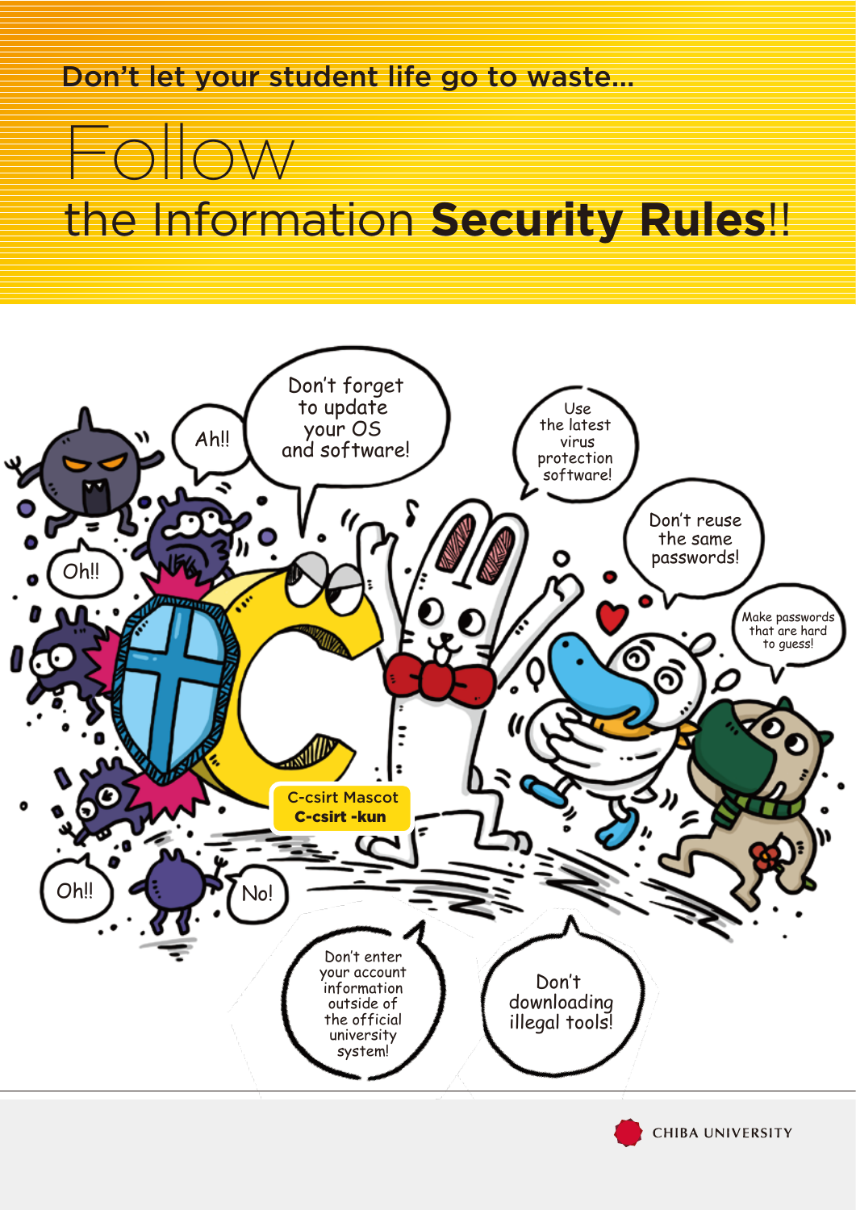Don't let your student life go to waste...

# Follow the Information **Security Rules**!!

Ah!!

Don't forget to update your OS and software!

Use the latest virus protection software!

Don't reuse the same passwords!

Make passwords that are hard to guess!

Oh!!

C-csirt Mascot
**C-csirt -kun**

Oh!!

No!

Don't enter your account information outside of the official university system!

Don't downloading illegal tools!

CHIBA UNIVERSITY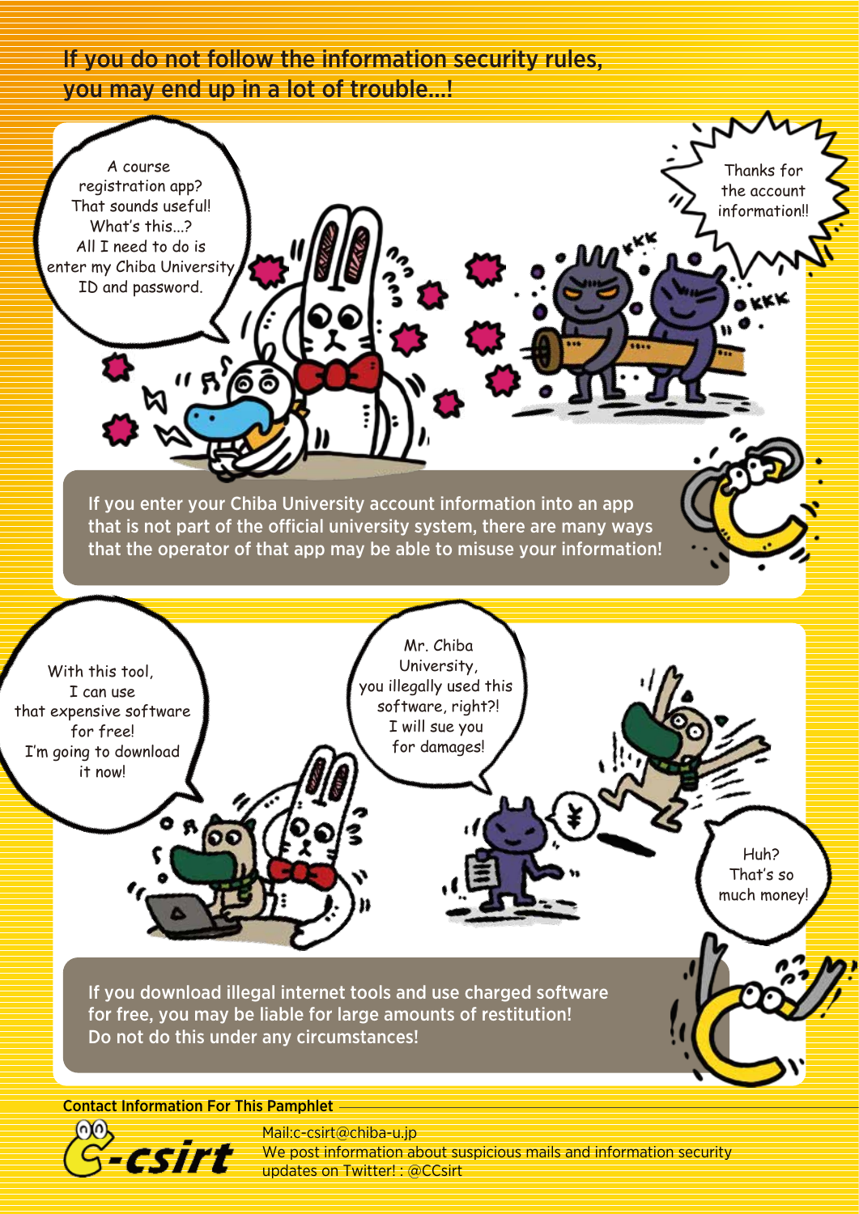## If you do not follow the information security rules, you may end up in a lot of trouble…!

A course registration app? That sounds useful! What's this…? All I need to do is enter my Chiba University ID and password.

Thanks for the account information!!

**If you enter your Chiba University account information into an app that is not part of the official university system, there are many ways that the operator of that app may be able to misuse your information!**

With this tool, I can use that expensive software for free! I'm going to download it now!

Mr. Chiba University, you illegally used this software, right?! I will sue you for damages!

Huh? That's so much money!

**If you download illegal internet tools and use charged software for free, you may be liable for large amounts of restitution! Do not do this under any circumstances!**

### Contact Information For This Pamphlet

C-csirt

Mail:c-csirt@chiba-u.jp
We post information about suspicious mails and information security updates on Twitter! : @CCsirt